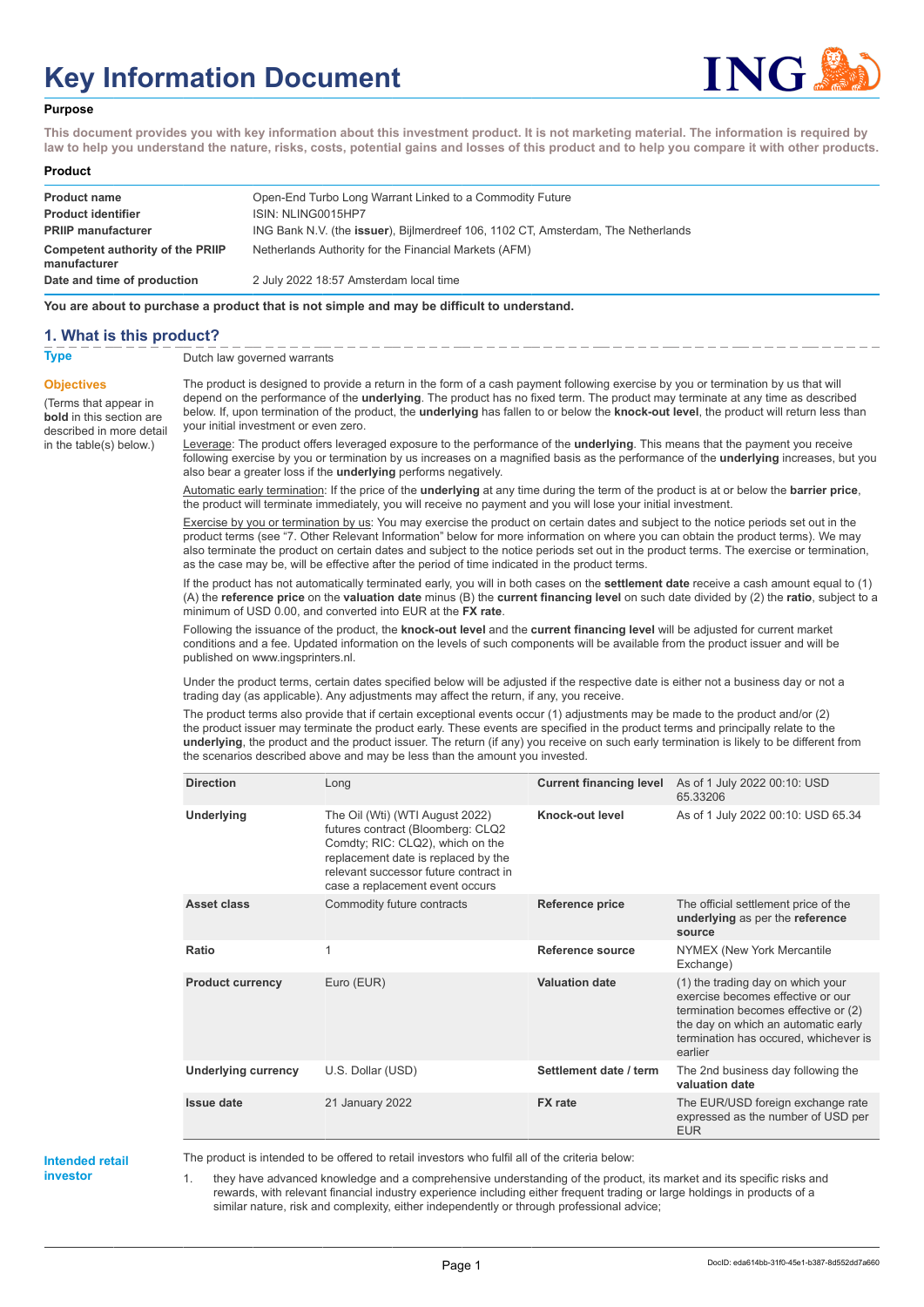# Key Information Document

## Purpose

**This document provides you with key information about this investment product. It is not marketing material. The information is required by law to help you understand the nature, risks, costs, potential gains and losses of this product and to help you compare it with other products.**

## Product

| | |
|---|---|
| **Product name** | Open-End Turbo Long Warrant Linked to a Commodity Future |
| **Product identifier** | ISIN: NLING0015HP7 |
| **PRIIP manufacturer** | ING Bank N.V. (the **issuer**), Bijlmerdreef 106, 1102 CT, Amsterdam, The Netherlands |
| **Competent authority of the PRIIP manufacturer** | Netherlands Authority for the Financial Markets (AFM) |
| **Date and time of production** | 2 July 2022 18:57 Amsterdam local time |

**You are about to purchase a product that is not simple and may be difficult to understand.**

## 1. What is this product?

**Type**

Dutch law governed warrants

**Objectives**

(Terms that appear in **bold** in this section are described in more detail in the table(s) below.)

The product is designed to provide a return in the form of a cash payment following exercise by you or termination by us that will depend on the performance of the **underlying**. The product has no fixed term. The product may terminate at any time as described below. If, upon termination of the product, the **underlying** has fallen to or below the **knock-out level**, the product will return less than your initial investment or even zero.

Leverage: The product offers leveraged exposure to the performance of the **underlying**. This means that the payment you receive following exercise by you or termination by us increases on a magnified basis as the performance of the **underlying** increases, but you also bear a greater loss if the **underlying** performs negatively.

Automatic early termination: If the price of the **underlying** at any time during the term of the product is at or below the **barrier price**, the product will terminate immediately, you will receive no payment and you will lose your initial investment.

Exercise by you or termination by us: You may exercise the product on certain dates and subject to the notice periods set out in the product terms (see "7. Other Relevant Information" below for more information on where you can obtain the product terms). We may also terminate the product on certain dates and subject to the notice periods set out in the product terms. The exercise or termination, as the case may be, will be effective after the period of time indicated in the product terms.

If the product has not automatically terminated early, you will in both cases on the **settlement date** receive a cash amount equal to (1) (A) the **reference price** on the **valuation date** minus (B) the **current financing level** on such date divided by (2) the **ratio**, subject to a minimum of USD 0.00, and converted into EUR at the **FX rate**.

Following the issuance of the product, the **knock-out level** and the **current financing level** will be adjusted for current market conditions and a fee. Updated information on the levels of such components will be available from the product issuer and will be published on www.ingsprinters.nl.

Under the product terms, certain dates specified below will be adjusted if the respective date is either not a business day or not a trading day (as applicable). Any adjustments may affect the return, if any, you receive.

The product terms also provide that if certain exceptional events occur (1) adjustments may be made to the product and/or (2) the product issuer may terminate the product early. These events are specified in the product terms and principally relate to the **underlying**, the product and the product issuer. The return (if any) you receive on such early termination is likely to be different from the scenarios described above and may be less than the amount you invested.

| | | | |
|---|---|---|---|
| **Direction** | Long | **Current financing level** | As of 1 July 2022 00:10: USD 65.33206 |
| **Underlying** | The Oil (Wti) (WTI August 2022) futures contract (Bloomberg: CLQ2 Comdty; RIC: CLQ2), which on the replacement date is replaced by the relevant successor future contract in case a replacement event occurs | **Knock-out level** | As of 1 July 2022 00:10: USD 65.34 |
| **Asset class** | Commodity future contracts | **Reference price** | The official settlement price of the **underlying** as per the **reference source** |
| **Ratio** | 1 | **Reference source** | NYMEX (New York Mercantile Exchange) |
| **Product currency** | Euro (EUR) | **Valuation date** | (1) the trading day on which your exercise becomes effective or our termination becomes effective or (2) the day on which an automatic early termination has occured, whichever is earlier |
| **Underlying currency** | U.S. Dollar (USD) | **Settlement date / term** | The 2nd business day following the **valuation date** |
| **Issue date** | 21 January 2022 | **FX rate** | The EUR/USD foreign exchange rate expressed as the number of USD per EUR |

**Intended retail investor**

The product is intended to be offered to retail investors who fulfil all of the criteria below:

1. they have advanced knowledge and a comprehensive understanding of the product, its market and its specific risks and rewards, with relevant financial industry experience including either frequent trading or large holdings in products of a similar nature, risk and complexity, either independently or through professional advice;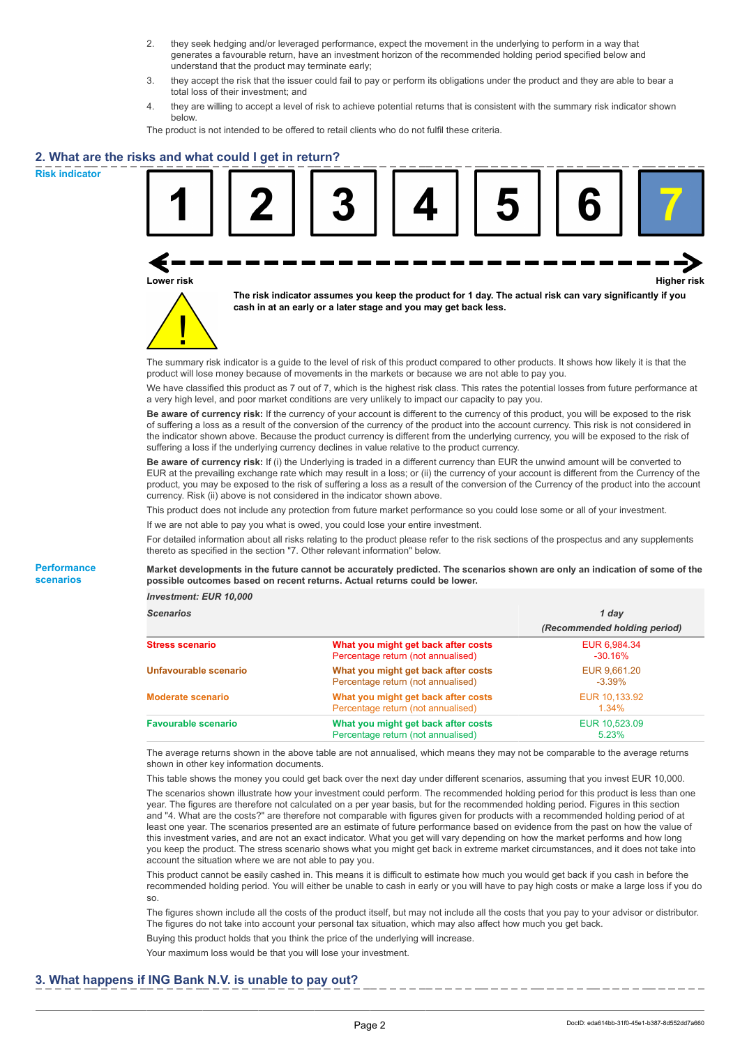2. they seek hedging and/or leveraged performance, expect the movement in the underlying to perform in a way that generates a favourable return, have an investment horizon of the recommended holding period specified below and understand that the product may terminate early;
3. they accept the risk that the issuer could fail to pay or perform its obligations under the product and they are able to bear a total loss of their investment; and
4. they are willing to accept a level of risk to achieve potential returns that is consistent with the summary risk indicator shown below.

The product is not intended to be offered to retail clients who do not fulfil these criteria.

## 2. What are the risks and what could I get in return?

### Risk indicator

| 1 | 2 | 3 | 4 | 5 | 6 | **7** |
|---|---|---|---|---|---|---|

Lower risk — Higher risk

**The risk indicator assumes you keep the product for 1 day. The actual risk can vary significantly if you cash in at an early or a later stage and you may get back less.**

The summary risk indicator is a guide to the level of risk of this product compared to other products. It shows how likely it is that the product will lose money because of movements in the markets or because we are not able to pay you.

We have classified this product as 7 out of 7, which is the highest risk class. This rates the potential losses from future performance at a very high level, and poor market conditions are very unlikely to impact our capacity to pay you.

**Be aware of currency risk:** If the currency of your account is different to the currency of this product, you will be exposed to the risk of suffering a loss as a result of the conversion of the currency of the product into the account currency. This risk is not considered in the indicator shown above. Because the product currency is different from the underlying currency, you will be exposed to the risk of suffering a loss if the underlying currency declines in value relative to the product currency.

**Be aware of currency risk:** If (i) the Underlying is traded in a different currency than EUR the unwind amount will be converted to EUR at the prevailing exchange rate which may result in a loss; or (ii) the currency of your account is different from the Currency of the product, you may be exposed to the risk of suffering a loss as a result of the conversion of the Currency of the product into the account currency. Risk (ii) above is not considered in the indicator shown above.

This product does not include any protection from future market performance so you could lose some or all of your investment.

If we are not able to pay you what is owed, you could lose your entire investment.

For detailed information about all risks relating to the product please refer to the risk sections of the prospectus and any supplements thereto as specified in the section "7. Other relevant information" below.

### Performance scenarios

**Market developments in the future cannot be accurately predicted. The scenarios shown are only an indication of some of the possible outcomes based on recent returns. Actual returns could be lower.**

| *Investment: EUR 10,000* | | |
|---|---|---|
| ***Scenarios*** | | ***1 day*** ***(Recommended holding period)*** |
| **Stress scenario** | **What you might get back after costs** Percentage return (not annualised) | EUR 6,984.34 -30.16% |
| **Unfavourable scenario** | **What you might get back after costs** Percentage return (not annualised) | EUR 9,661.20 -3.39% |
| **Moderate scenario** | **What you might get back after costs** Percentage return (not annualised) | EUR 10,133.92 1.34% |
| **Favourable scenario** | **What you might get back after costs** Percentage return (not annualised) | EUR 10,523.09 5.23% |

The average returns shown in the above table are not annualised, which means they may not be comparable to the average returns shown in other key information documents.

This table shows the money you could get back over the next day under different scenarios, assuming that you invest EUR 10,000.

The scenarios shown illustrate how your investment could perform. The recommended holding period for this product is less than one year. The figures are therefore not calculated on a per year basis, but for the recommended holding period. Figures in this section and "4. What are the costs?" are therefore not comparable with figures given for products with a recommended holding period of at least one year. The scenarios presented are an estimate of future performance based on evidence from the past on how the value of this investment varies, and are not an exact indicator. What you get will vary depending on how the market performs and how long you keep the product. The stress scenario shows what you might get back in extreme market circumstances, and it does not take into account the situation where we are not able to pay you.

This product cannot be easily cashed in. This means it is difficult to estimate how much you would get back if you cash in before the recommended holding period. You will either be unable to cash in early or you will have to pay high costs or make a large loss if you do so.

The figures shown include all the costs of the product itself, but may not include all the costs that you pay to your advisor or distributor. The figures do not take into account your personal tax situation, which may also affect how much you get back.

Buying this product holds that you think the price of the underlying will increase.

Your maximum loss would be that you will lose your investment.

## 3. What happens if ING Bank N.V. is unable to pay out?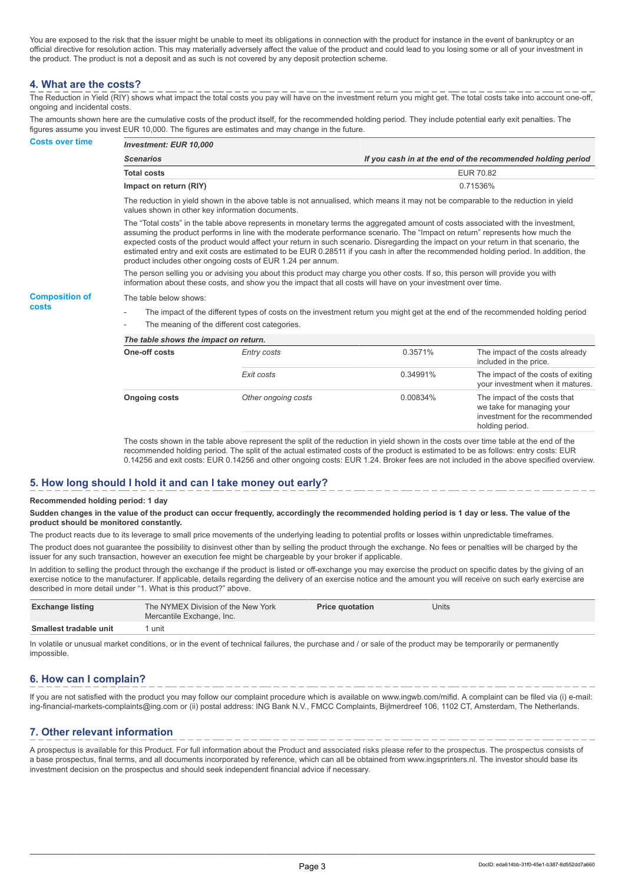You are exposed to the risk that the issuer might be unable to meet its obligations in connection with the product for instance in the event of bankruptcy or an official directive for resolution action. This may materially adversely affect the value of the product and could lead to you losing some or all of your investment in the product. The product is not a deposit and as such is not covered by any deposit protection scheme.

## 4. What are the costs?

The Reduction in Yield (RIY) shows what impact the total costs you pay will have on the investment return you might get. The total costs take into account one-off, ongoing and incidental costs.

The amounts shown here are the cumulative costs of the product itself, for the recommended holding period. They include potential early exit penalties. The figures assume you invest EUR 10,000. The figures are estimates and may change in the future.

**Costs over time**

| *Investment: EUR 10,000* | |
|---|---|
| ***Scenarios*** | ***If you cash in at the end of the recommended holding period*** |
| **Total costs** | EUR 70.82 |
| **Impact on return (RIY)** | 0.71536% |

The reduction in yield shown in the above table is not annualised, which means it may not be comparable to the reduction in yield values shown in other key information documents.

The "Total costs" in the table above represents in monetary terms the aggregated amount of costs associated with the investment, assuming the product performs in line with the moderate performance scenario. The "Impact on return" represents how much the expected costs of the product would affect your return in such scenario. Disregarding the impact on your return in that scenario, the estimated entry and exit costs are estimated to be EUR 0.28511 if you cash in after the recommended holding period. In addition, the product includes other ongoing costs of EUR 1.24 per annum.

The person selling you or advising you about this product may charge you other costs. If so, this person will provide you with information about these costs, and show you the impact that all costs will have on your investment over time.

**Composition of costs**

The table below shows:

- The impact of the different types of costs on the investment return you might get at the end of the recommended holding period
- The meaning of the different cost categories.

| *The table shows the impact on return.* | | | |
|---|---|---|---|
| **One-off costs** | *Entry costs* | 0.3571% | The impact of the costs already included in the price. |
| | *Exit costs* | 0.34991% | The impact of the costs of exiting your investment when it matures. |
| **Ongoing costs** | *Other ongoing costs* | 0.00834% | The impact of the costs that we take for managing your investment for the recommended holding period. |

The costs shown in the table above represent the split of the reduction in yield shown in the costs over time table at the end of the recommended holding period. The split of the actual estimated costs of the product is estimated to be as follows: entry costs: EUR 0.14256 and exit costs: EUR 0.14256 and other ongoing costs: EUR 1.24. Broker fees are not included in the above specified overview.

## 5. How long should I hold it and can I take money out early?

**Recommended holding period: 1 day**

**Sudden changes in the value of the product can occur frequently, accordingly the recommended holding period is 1 day or less. The value of the product should be monitored constantly.**

The product reacts due to its leverage to small price movements of the underlying leading to potential profits or losses within unpredictable timeframes.

The product does not guarantee the possibility to disinvest other than by selling the product through the exchange. No fees or penalties will be charged by the issuer for any such transaction, however an execution fee might be chargeable by your broker if applicable.

In addition to selling the product through the exchange if the product is listed or off-exchange you may exercise the product on specific dates by the giving of an exercise notice to the manufacturer. If applicable, details regarding the delivery of an exercise notice and the amount you will receive on such early exercise are described in more detail under "1. What is this product?" above.

| **Exchange listing** | The NYMEX Division of the New York Mercantile Exchange, Inc. | **Price quotation** | Units |
|---|---|---|---|
| **Smallest tradable unit** | 1 unit | | |

In volatile or unusual market conditions, or in the event of technical failures, the purchase and / or sale of the product may be temporarily or permanently impossible.

## 6. How can I complain?

If you are not satisfied with the product you may follow our complaint procedure which is available on www.ingwb.com/mifid. A complaint can be filed via (i) e-mail: ing-financial-markets-complaints@ing.com or (ii) postal address: ING Bank N.V., FMCC Complaints, Bijlmerdreef 106, 1102 CT, Amsterdam, The Netherlands.

## 7. Other relevant information

A prospectus is available for this Product. For full information about the Product and associated risks please refer to the prospectus. The prospectus consists of a base prospectus, final terms, and all documents incorporated by reference, which can all be obtained from www.ingsprinters.nl. The investor should base its investment decision on the prospectus and should seek independent financial advice if necessary.